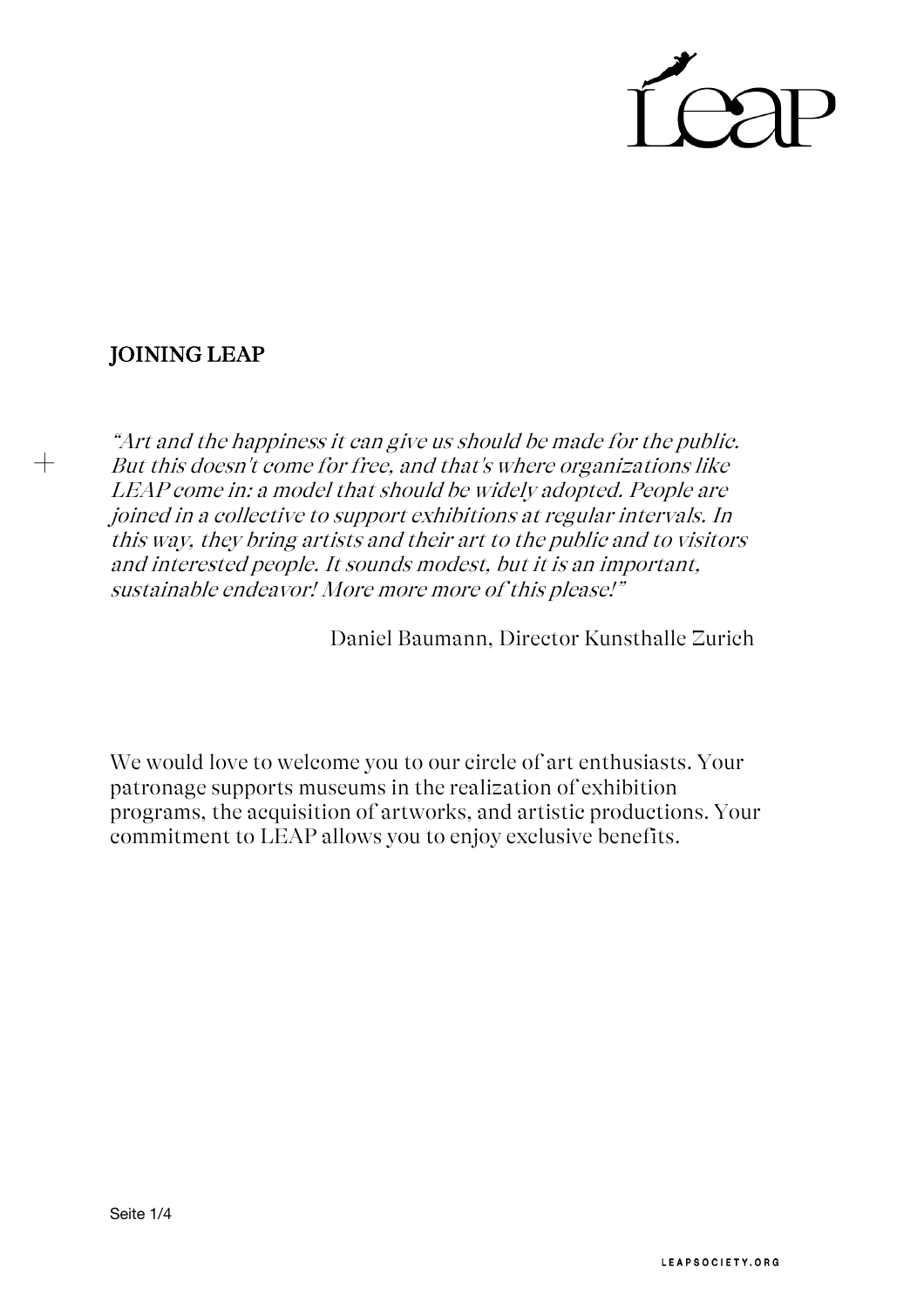# JOINING LEAP

*"Art and the happiness it can give us should be made for the public. But this doesn't come for free, and that's where organizations like LEAP come in: a model that should be widely adopted. People are joined in a collective to support exhibitions at regular intervals. In this way, they bring artists and their art to the public and to visitors and interested people. It sounds modest, but it is an important, sustainable endeavor! More more more of this please!"*

Daniel Baumann, Director Kunsthalle Zurich

We would love to welcome you to our circle of art enthusiasts. Your patronage supports museums in the realization of exhibition programs, the acquisition of artworks, and artistic productions. Your commitment to LEAP allows you to enjoy exclusive benefits.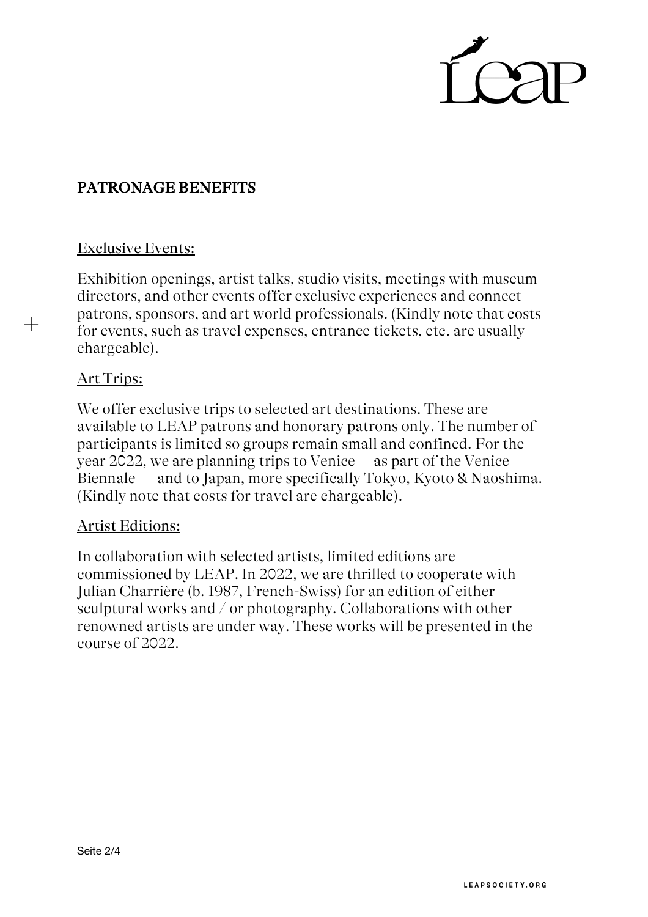## PATRONAGE BENEFITS

### Exclusive Events:

Exhibition openings, artist talks, studio visits, meetings with museum directors, and other events offer exclusive experiences and connect patrons, sponsors, and art world professionals. (Kindly note that costs for events, such as travel expenses, entrance tickets, etc. are usually chargeable).

### Art Trips:

We offer exclusive trips to selected art destinations. These are available to LEAP patrons and honorary patrons only. The number of participants is limited so groups remain small and confined. For the year 2022, we are planning trips to Venice —as part of the Venice Biennale — and to Japan, more specifically Tokyo, Kyoto & Naoshima. (Kindly note that costs for travel are chargeable).

### Artist Editions:

In collaboration with selected artists, limited editions are commissioned by LEAP. In 2022, we are thrilled to cooperate with Julian Charrière (b. 1987, French-Swiss) for an edition of either sculptural works and / or photography. Collaborations with other renowned artists are under way. These works will be presented in the course of 2022.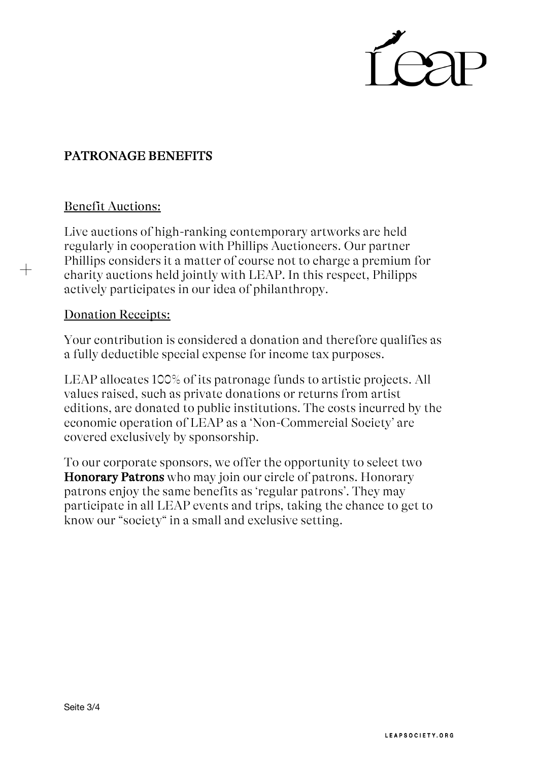## PATRONAGE BENEFITS

### Benefit Auctions:

Live auctions of high-ranking contemporary artworks are held regularly in cooperation with Phillips Auctioneers. Our partner Phillips considers it a matter of course not to charge a premium for charity auctions held jointly with LEAP. In this respect, Philipps actively participates in our idea of philanthropy.

### Donation Receipts:

Your contribution is considered a donation and therefore qualifies as a fully deductible special expense for income tax purposes.

LEAP allocates 100% of its patronage funds to artistic projects. All values raised, such as private donations or returns from artist editions, are donated to public institutions. The costs incurred by the economic operation of LEAP as a 'Non-Commercial Society' are covered exclusively by sponsorship.

To our corporate sponsors, we offer the opportunity to select two **Honorary Patrons** who may join our circle of patrons. Honorary patrons enjoy the same benefits as 'regular patrons'. They may participate in all LEAP events and trips, taking the chance to get to know our "society" in a small and exclusive setting.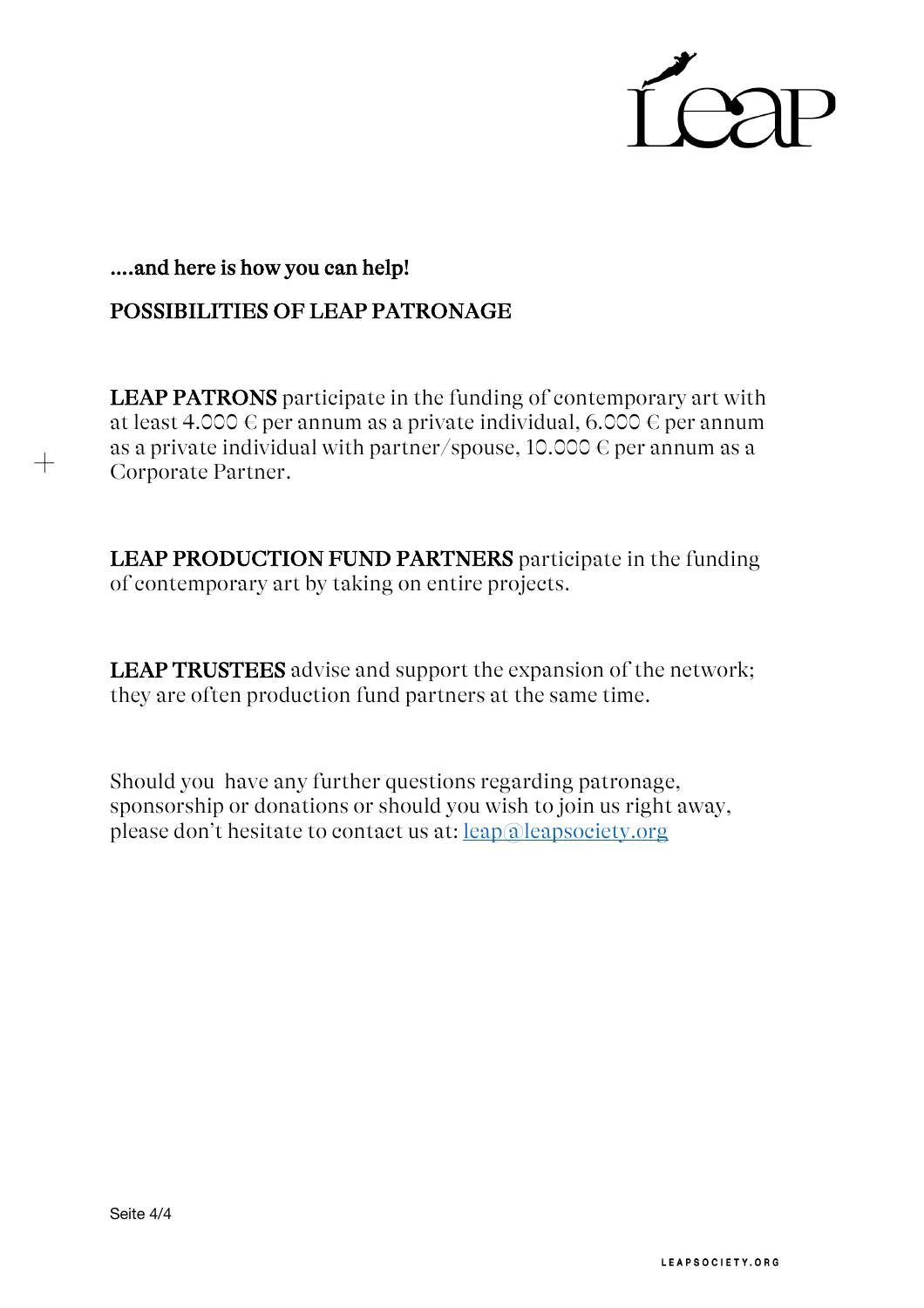....and here is how you can help!

## POSSIBILITIES OF LEAP PATRONAGE

**LEAP PATRONS** participate in the funding of contemporary art with at least 4.000 € per annum as a private individual, 6.000 € per annum as a private individual with partner/spouse, 10.000 € per annum as a Corporate Partner.

**LEAP PRODUCTION FUND PARTNERS** participate in the funding of contemporary art by taking on entire projects.

**LEAP TRUSTEES** advise and support the expansion of the network; they are often production fund partners at the same time.

Should you  have any further questions regarding patronage, sponsorship or donations or should you wish to join us right away, please don't hesitate to contact us at: leap@leapsociety.org